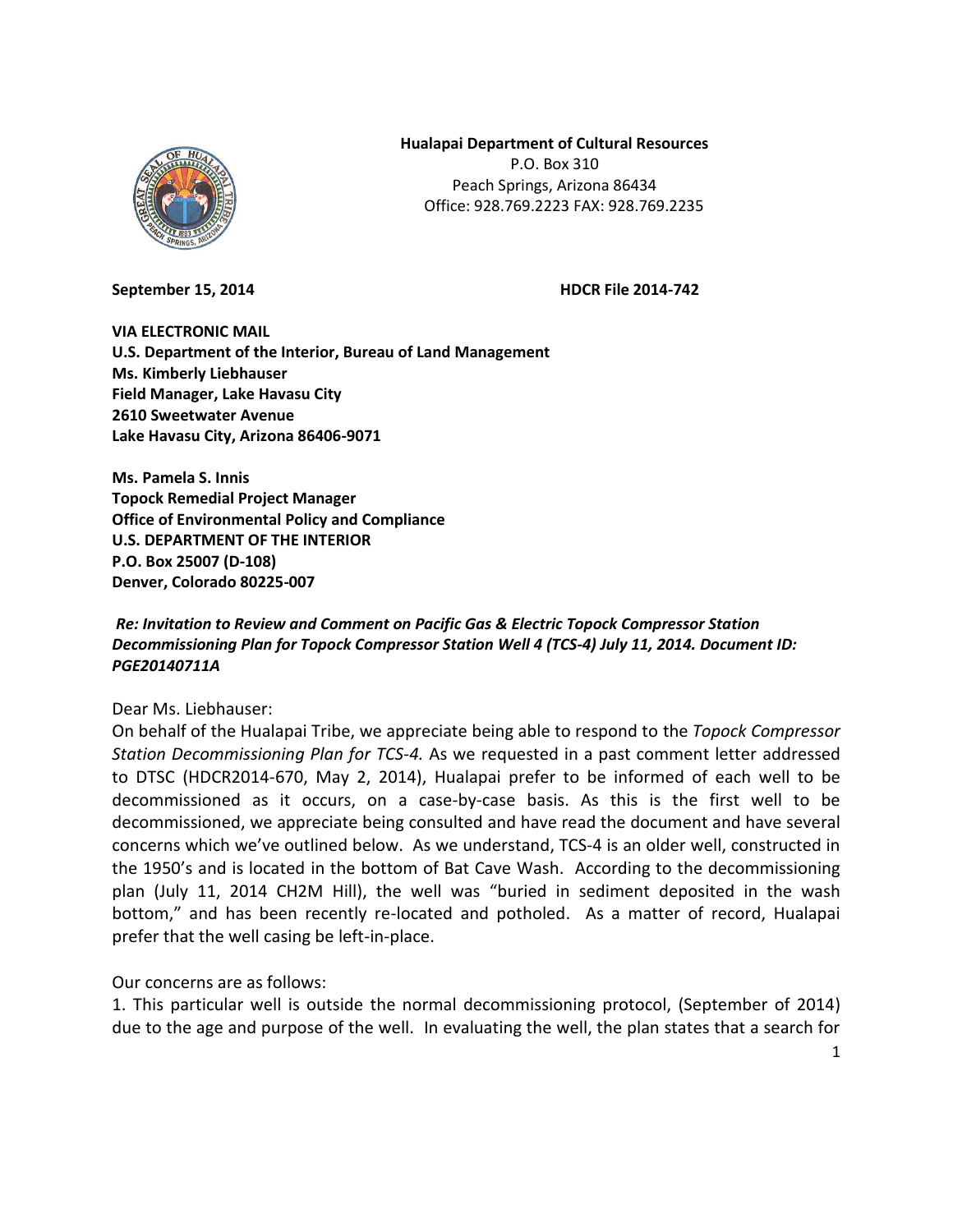**Hualapai Department of Cultural Resources**
P.O. Box 310
Peach Springs, Arizona 86434
Office: 928.769.2223 FAX: 928.769.2235

**September 15, 2014** **HDCR File 2014-742**

**VIA ELECTRONIC MAIL**
**U.S. Department of the Interior, Bureau of Land Management**
**Ms. Kimberly Liebhauser**
**Field Manager, Lake Havasu City**
**2610 Sweetwater Avenue**
**Lake Havasu City, Arizona 86406-9071**

**Ms. Pamela S. Innis**
**Topock Remedial Project Manager**
**Office of Environmental Policy and Compliance**
**U.S. DEPARTMENT OF THE INTERIOR**
**P.O. Box 25007 (D-108)**
**Denver, Colorado 80225-007**

***Re: Invitation to Review and Comment on Pacific Gas & Electric Topock Compressor Station Decommissioning Plan for Topock Compressor Station Well 4 (TCS-4) July 11, 2014. Document ID: PGE20140711A***

Dear Ms. Liebhauser:

On behalf of the Hualapai Tribe, we appreciate being able to respond to the *Topock Compressor Station Decommissioning Plan for TCS-4.* As we requested in a past comment letter addressed to DTSC (HDCR2014-670, May 2, 2014), Hualapai prefer to be informed of each well to be decommissioned as it occurs, on a case-by-case basis. As this is the first well to be decommissioned, we appreciate being consulted and have read the document and have several concerns which we've outlined below. As we understand, TCS-4 is an older well, constructed in the 1950's and is located in the bottom of Bat Cave Wash. According to the decommissioning plan (July 11, 2014 CH2M Hill), the well was "buried in sediment deposited in the wash bottom," and has been recently re-located and potholed. As a matter of record, Hualapai prefer that the well casing be left-in-place.

Our concerns are as follows:

1. This particular well is outside the normal decommissioning protocol, (September of 2014) due to the age and purpose of the well. In evaluating the well, the plan states that a search for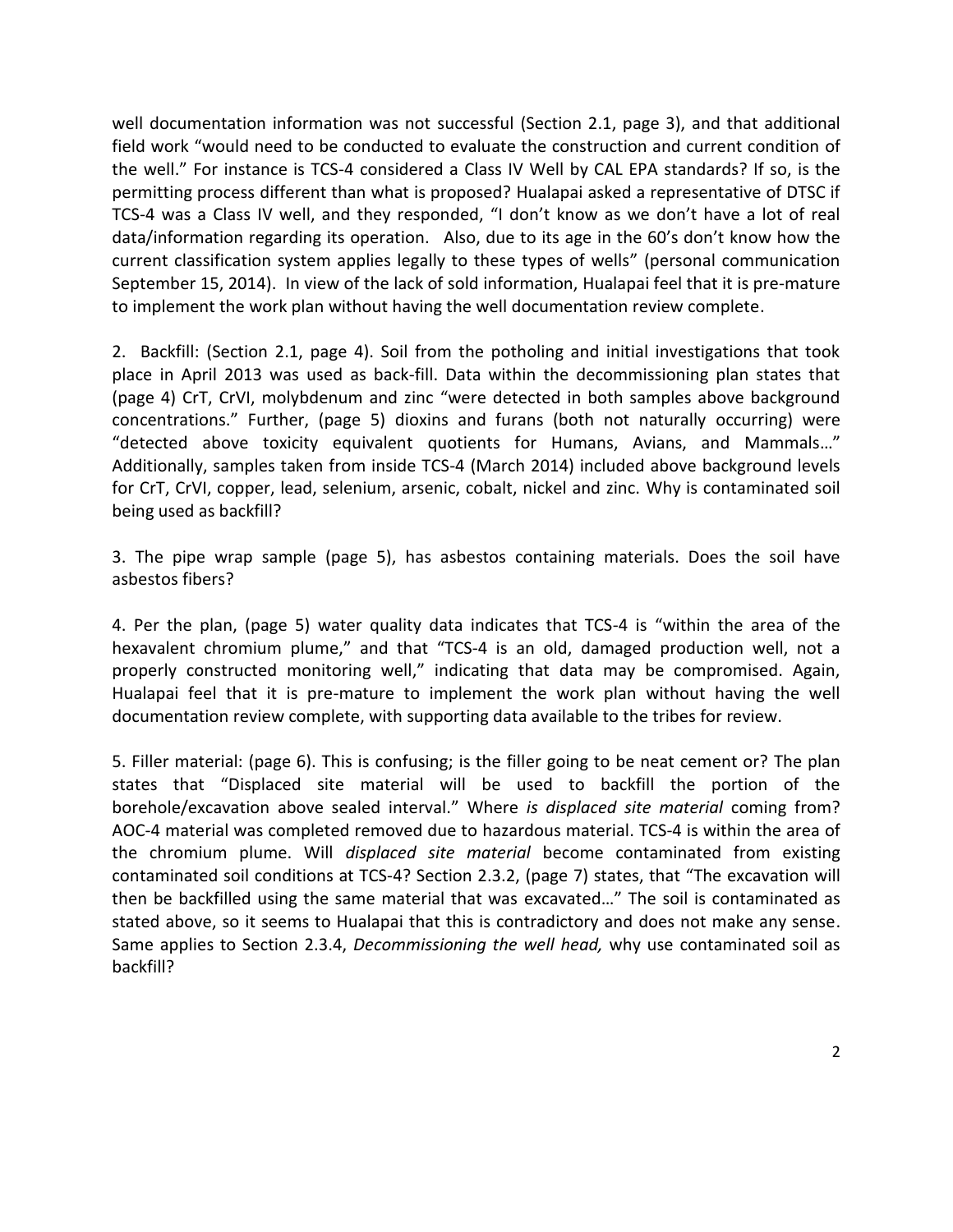well documentation information was not successful (Section 2.1, page 3), and that additional field work "would need to be conducted to evaluate the construction and current condition of the well." For instance is TCS-4 considered a Class IV Well by CAL EPA standards? If so, is the permitting process different than what is proposed? Hualapai asked a representative of DTSC if TCS-4 was a Class IV well, and they responded, "I don't know as we don't have a lot of real data/information regarding its operation. Also, due to its age in the 60's don't know how the current classification system applies legally to these types of wells" (personal communication September 15, 2014). In view of the lack of sold information, Hualapai feel that it is pre-mature to implement the work plan without having the well documentation review complete.

2. Backfill: (Section 2.1, page 4). Soil from the potholing and initial investigations that took place in April 2013 was used as back-fill. Data within the decommissioning plan states that (page 4) CrT, CrVI, molybdenum and zinc "were detected in both samples above background concentrations." Further, (page 5) dioxins and furans (both not naturally occurring) were "detected above toxicity equivalent quotients for Humans, Avians, and Mammals…" Additionally, samples taken from inside TCS-4 (March 2014) included above background levels for CrT, CrVI, copper, lead, selenium, arsenic, cobalt, nickel and zinc. Why is contaminated soil being used as backfill?

3. The pipe wrap sample (page 5), has asbestos containing materials. Does the soil have asbestos fibers?

4. Per the plan, (page 5) water quality data indicates that TCS-4 is "within the area of the hexavalent chromium plume," and that "TCS-4 is an old, damaged production well, not a properly constructed monitoring well," indicating that data may be compromised. Again, Hualapai feel that it is pre-mature to implement the work plan without having the well documentation review complete, with supporting data available to the tribes for review.

5. Filler material: (page 6). This is confusing; is the filler going to be neat cement or? The plan states that "Displaced site material will be used to backfill the portion of the borehole/excavation above sealed interval." Where *is displaced site material* coming from? AOC-4 material was completed removed due to hazardous material. TCS-4 is within the area of the chromium plume. Will *displaced site material* become contaminated from existing contaminated soil conditions at TCS-4? Section 2.3.2, (page 7) states, that "The excavation will then be backfilled using the same material that was excavated…" The soil is contaminated as stated above, so it seems to Hualapai that this is contradictory and does not make any sense. Same applies to Section 2.3.4, *Decommissioning the well head,* why use contaminated soil as backfill?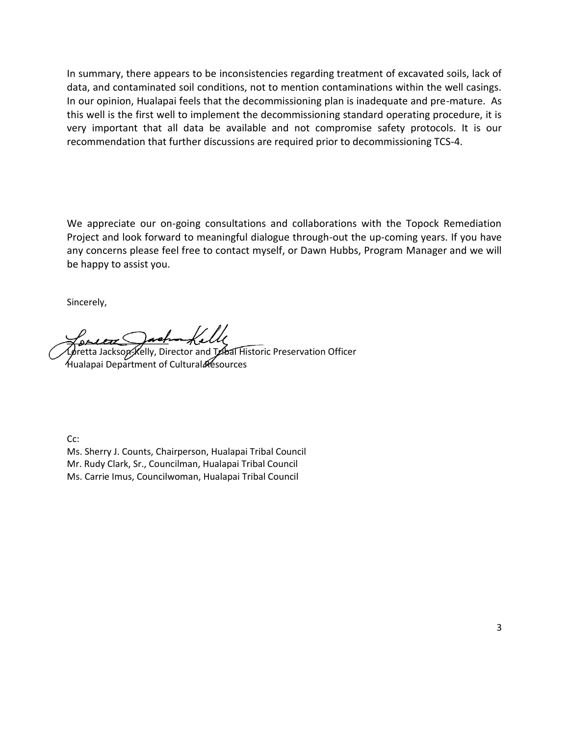In summary, there appears to be inconsistencies regarding treatment of excavated soils, lack of data, and contaminated soil conditions, not to mention contaminations within the well casings. In our opinion, Hualapai feels that the decommissioning plan is inadequate and pre-mature. As this well is the first well to implement the decommissioning standard operating procedure, it is very important that all data be available and not compromise safety protocols. It is our recommendation that further discussions are required prior to decommissioning TCS-4.

We appreciate our on-going consultations and collaborations with the Topock Remediation Project and look forward to meaningful dialogue through-out the up-coming years. If you have any concerns please feel free to contact myself, or Dawn Hubbs, Program Manager and we will be happy to assist you.

Sincerely,

Loretta Jackson-Kelly, Director and Tribal Historic Preservation Officer
Hualapai Department of Cultural Resources

Cc:
Ms. Sherry J. Counts, Chairperson, Hualapai Tribal Council
Mr. Rudy Clark, Sr., Councilman, Hualapai Tribal Council
Ms. Carrie Imus, Councilwoman, Hualapai Tribal Council